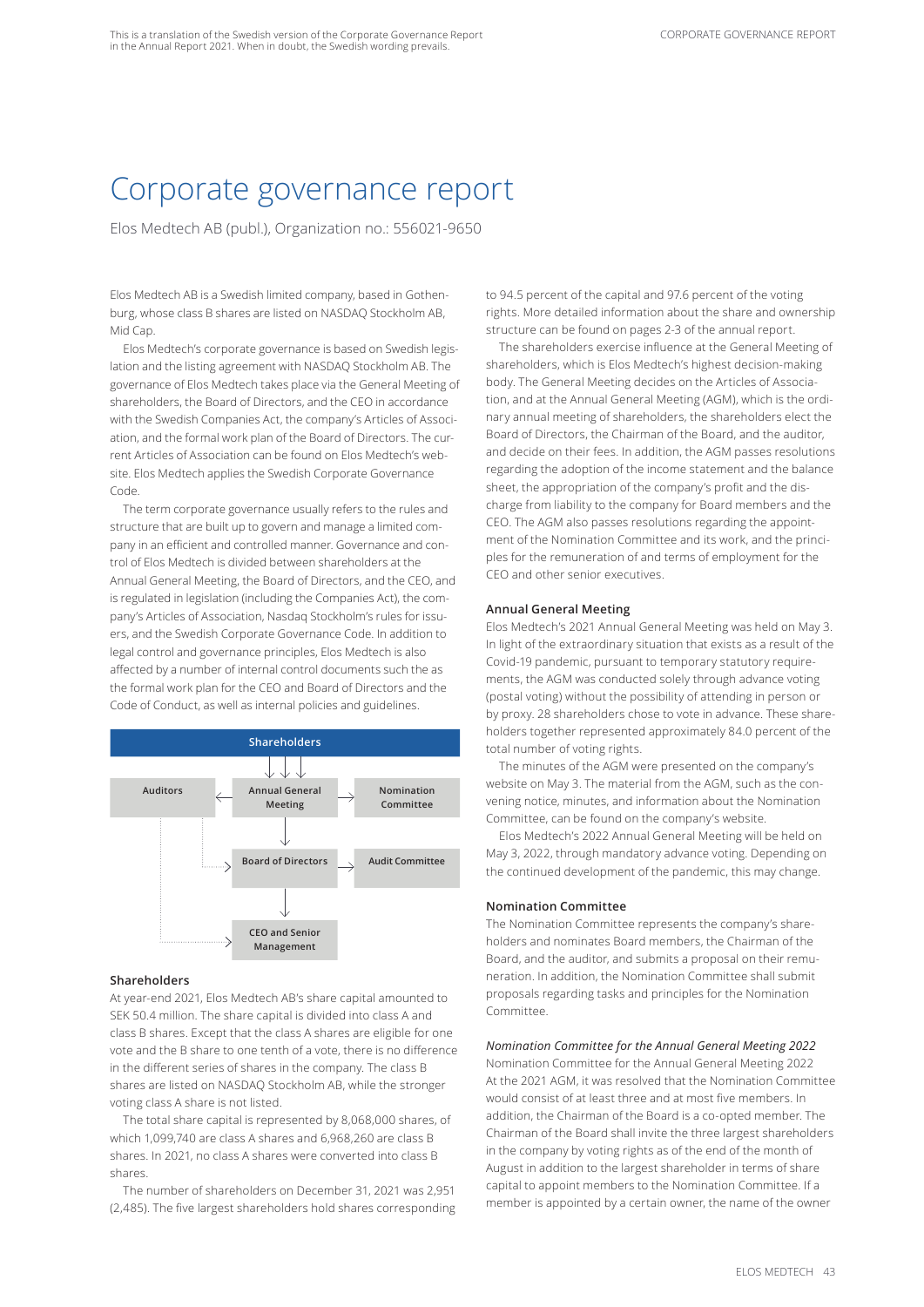This is a translation of the Swedish version of the Corporate Governance Report in the Annual Report 2021. When in doubt, the Swedish wording prevails.

# Corporate governance report

Elos Medtech AB (publ.), Organization no.: 556021-9650

Elos Medtech AB is a Swedish limited company, based in Gothenburg, whose class B shares are listed on NASDAQ Stockholm AB, Mid Cap.

Elos Medtech's corporate governance is based on Swedish legislation and the listing agreement with NASDAQ Stockholm AB. The governance of Elos Medtech takes place via the General Meeting of shareholders, the Board of Directors, and the CEO in accordance with the Swedish Companies Act, the company's Articles of Association, and the formal work plan of the Board of Directors. The current Articles of Association can be found on Elos Medtech's website. Elos Medtech applies the Swedish Corporate Governance Code.

The term corporate governance usually refers to the rules and structure that are built up to govern and manage a limited company in an efficient and controlled manner. Governance and control of Elos Medtech is divided between shareholders at the Annual General Meeting, the Board of Directors, and the CEO, and is regulated in legislation (including the Companies Act), the company's Articles of Association, Nasdaq Stockholm's rules for issuers, and the Swedish Corporate Governance Code. In addition to legal control and governance principles, Elos Medtech is also affected by a number of internal control documents such the as the formal work plan for the CEO and Board of Directors and the Code of Conduct, as well as internal policies and guidelines.

Shareholders

Auditors | Annual General Meeting | Nomination Committee

Board of Directors | Audit Committee

CEO and Senior Management

## Shareholders

At year-end 2021, Elos Medtech AB's share capital amounted to SEK 50.4 million. The share capital is divided into class A and class B shares. Except that the class A shares are eligible for one vote and the B share to one tenth of a vote, there is no difference in the different series of shares in the company. The class B shares are listed on NASDAQ Stockholm AB, while the stronger voting class A share is not listed.

The total share capital is represented by 8,068,000 shares, of which 1,099,740 are class A shares and 6,968,260 are class B shares. In 2021, no class A shares were converted into class B shares.

The number of shareholders on December 31, 2021 was 2,951 (2,485). The five largest shareholders hold shares corresponding to 94.5 percent of the capital and 97.6 percent of the voting rights. More detailed information about the share and ownership structure can be found on pages 2-3 of the annual report.

The shareholders exercise influence at the General Meeting of shareholders, which is Elos Medtech's highest decision-making body. The General Meeting decides on the Articles of Association, and at the Annual General Meeting (AGM), which is the ordinary annual meeting of shareholders, the shareholders elect the Board of Directors, the Chairman of the Board, and the auditor, and decide on their fees. In addition, the AGM passes resolutions regarding the adoption of the income statement and the balance sheet, the appropriation of the company's profit and the discharge from liability to the company for Board members and the CEO. The AGM also passes resolutions regarding the appointment of the Nomination Committee and its work, and the principles for the remuneration of and terms of employment for the CEO and other senior executives.

## Annual General Meeting

Elos Medtech's 2021 Annual General Meeting was held on May 3. In light of the extraordinary situation that exists as a result of the Covid-19 pandemic, pursuant to temporary statutory requirements, the AGM was conducted solely through advance voting (postal voting) without the possibility of attending in person or by proxy. 28 shareholders chose to vote in advance. These shareholders together represented approximately 84.0 percent of the total number of voting rights.

The minutes of the AGM were presented on the company's website on May 3. The material from the AGM, such as the convening notice, minutes, and information about the Nomination Committee, can be found on the company's website.

Elos Medtech's 2022 Annual General Meeting will be held on May 3, 2022, through mandatory advance voting. Depending on the continued development of the pandemic, this may change.

## Nomination Committee

The Nomination Committee represents the company's shareholders and nominates Board members, the Chairman of the Board, and the auditor, and submits a proposal on their remuneration. In addition, the Nomination Committee shall submit proposals regarding tasks and principles for the Nomination Committee.

### *Nomination Committee for the Annual General Meeting 2022*

Nomination Committee for the Annual General Meeting 2022 At the 2021 AGM, it was resolved that the Nomination Committee would consist of at least three and at most five members. In addition, the Chairman of the Board is a co-opted member. The Chairman of the Board shall invite the three largest shareholders in the company by voting rights as of the end of the month of August in addition to the largest shareholder in terms of share capital to appoint members to the Nomination Committee. If a member is appointed by a certain owner, the name of the owner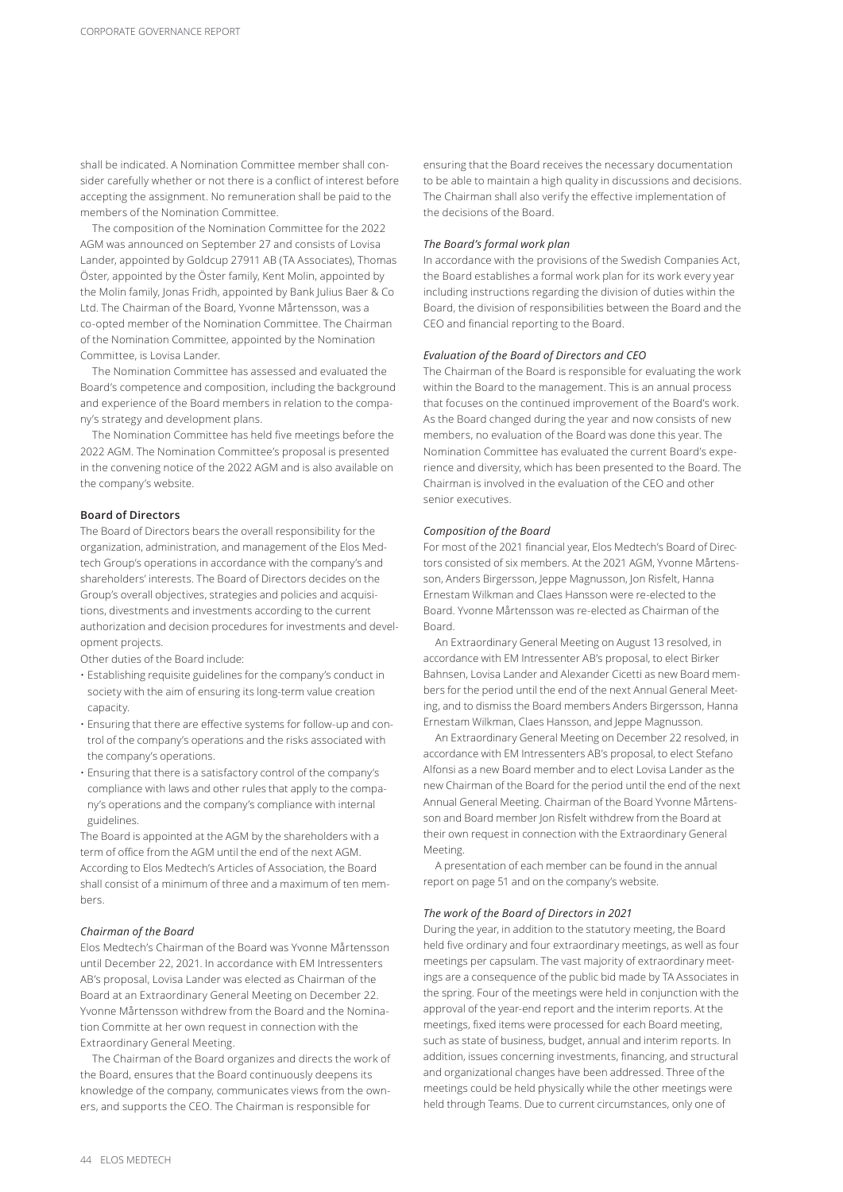shall be indicated. A Nomination Committee member shall consider carefully whether or not there is a conflict of interest before accepting the assignment. No remuneration shall be paid to the members of the Nomination Committee.

The composition of the Nomination Committee for the 2022 AGM was announced on September 27 and consists of Lovisa Lander, appointed by Goldcup 27911 AB (TA Associates), Thomas Öster, appointed by the Öster family, Kent Molin, appointed by the Molin family, Jonas Fridh, appointed by Bank Julius Baer & Co Ltd. The Chairman of the Board, Yvonne Mårtensson, was a co-opted member of the Nomination Committee. The Chairman of the Nomination Committee, appointed by the Nomination Committee, is Lovisa Lander.

The Nomination Committee has assessed and evaluated the Board's competence and composition, including the background and experience of the Board members in relation to the company's strategy and development plans.

The Nomination Committee has held five meetings before the 2022 AGM. The Nomination Committee's proposal is presented in the convening notice of the 2022 AGM and is also available on the company's website.

**Board of Directors**

The Board of Directors bears the overall responsibility for the organization, administration, and management of the Elos Medtech Group's operations in accordance with the company's and shareholders' interests. The Board of Directors decides on the Group's overall objectives, strategies and policies and acquisitions, divestments and investments according to the current authorization and decision procedures for investments and development projects.

Other duties of the Board include:

- Establishing requisite guidelines for the company's conduct in society with the aim of ensuring its long-term value creation capacity.
- Ensuring that there are effective systems for follow-up and control of the company's operations and the risks associated with the company's operations.
- Ensuring that there is a satisfactory control of the company's compliance with laws and other rules that apply to the company's operations and the company's compliance with internal guidelines.

The Board is appointed at the AGM by the shareholders with a term of office from the AGM until the end of the next AGM. According to Elos Medtech's Articles of Association, the Board shall consist of a minimum of three and a maximum of ten members.

*Chairman of the Board*

Elos Medtech's Chairman of the Board was Yvonne Mårtensson until December 22, 2021. In accordance with EM Intressenters AB's proposal, Lovisa Lander was elected as Chairman of the Board at an Extraordinary General Meeting on December 22. Yvonne Mårtensson withdrew from the Board and the Nomination Committe at her own request in connection with the Extraordinary General Meeting.

The Chairman of the Board organizes and directs the work of the Board, ensures that the Board continuously deepens its knowledge of the company, communicates views from the owners, and supports the CEO. The Chairman is responsible for ensuring that the Board receives the necessary documentation to be able to maintain a high quality in discussions and decisions. The Chairman shall also verify the effective implementation of the decisions of the Board.

*The Board's formal work plan*

In accordance with the provisions of the Swedish Companies Act, the Board establishes a formal work plan for its work every year including instructions regarding the division of duties within the Board, the division of responsibilities between the Board and the CEO and financial reporting to the Board.

*Evaluation of the Board of Directors and CEO*

The Chairman of the Board is responsible for evaluating the work within the Board to the management. This is an annual process that focuses on the continued improvement of the Board's work. As the Board changed during the year and now consists of new members, no evaluation of the Board was done this year. The Nomination Committee has evaluated the current Board's experience and diversity, which has been presented to the Board. The Chairman is involved in the evaluation of the CEO and other senior executives.

*Composition of the Board*

For most of the 2021 financial year, Elos Medtech's Board of Directors consisted of six members. At the 2021 AGM, Yvonne Mårtensson, Anders Birgersson, Jeppe Magnusson, Jon Risfelt, Hanna Ernestam Wilkman and Claes Hansson were re-elected to the Board. Yvonne Mårtensson was re-elected as Chairman of the Board.

An Extraordinary General Meeting on August 13 resolved, in accordance with EM Intressenter AB's proposal, to elect Birker Bahnsen, Lovisa Lander and Alexander Cicetti as new Board members for the period until the end of the next Annual General Meeting, and to dismiss the Board members Anders Birgersson, Hanna Ernestam Wilkman, Claes Hansson, and Jeppe Magnusson.

An Extraordinary General Meeting on December 22 resolved, in accordance with EM Intressenters AB's proposal, to elect Stefano Alfonsi as a new Board member and to elect Lovisa Lander as the new Chairman of the Board for the period until the end of the next Annual General Meeting. Chairman of the Board Yvonne Mårtensson and Board member Jon Risfelt withdrew from the Board at their own request in connection with the Extraordinary General Meeting.

A presentation of each member can be found in the annual report on page 51 and on the company's website.

*The work of the Board of Directors in 2021*

During the year, in addition to the statutory meeting, the Board held five ordinary and four extraordinary meetings, as well as four meetings per capsulam. The vast majority of extraordinary meetings are a consequence of the public bid made by TA Associates in the spring. Four of the meetings were held in conjunction with the approval of the year-end report and the interim reports. At the meetings, fixed items were processed for each Board meeting, such as state of business, budget, annual and interim reports. In addition, issues concerning investments, financing, and structural and organizational changes have been addressed. Three of the meetings could be held physically while the other meetings were held through Teams. Due to current circumstances, only one of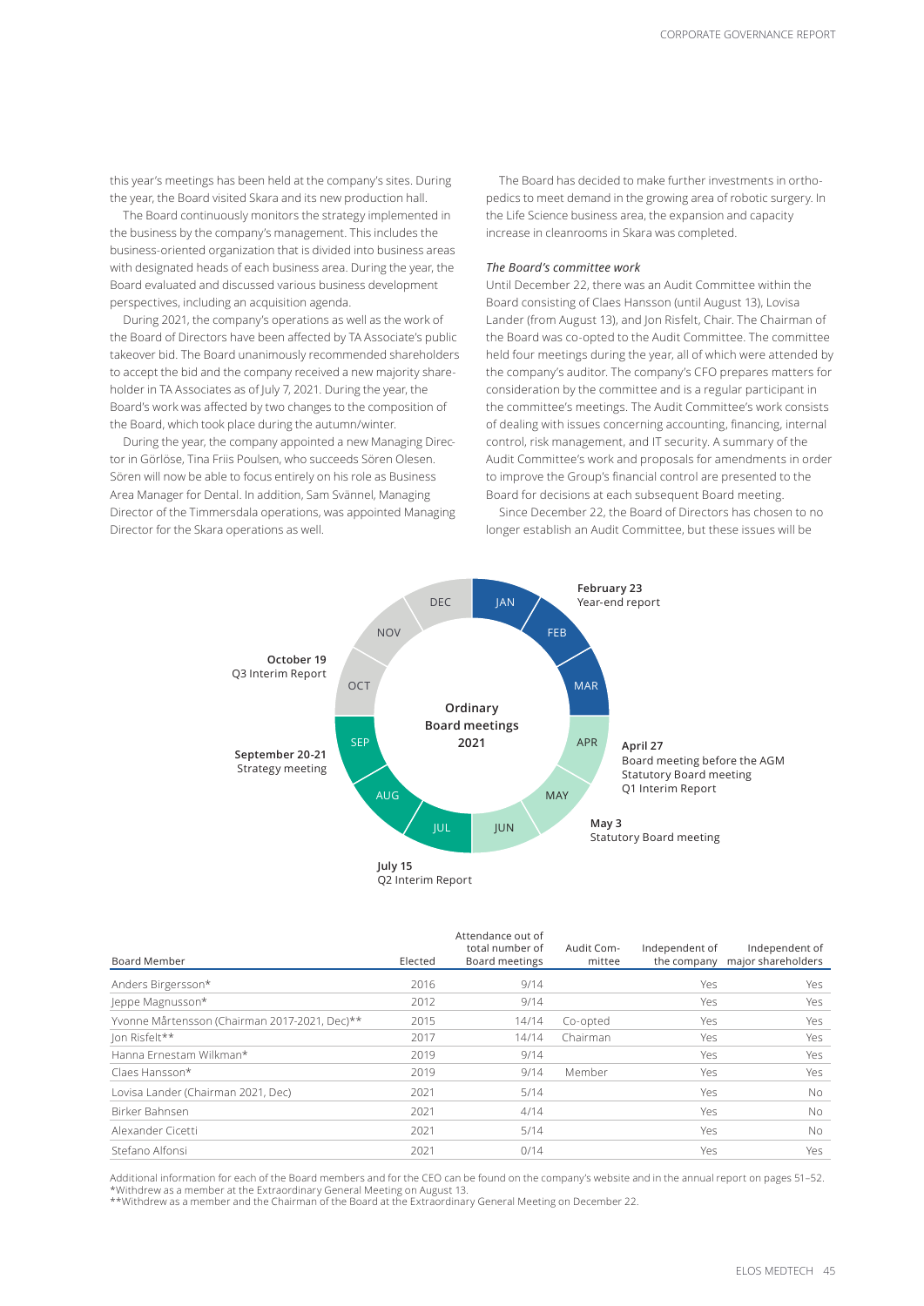this year's meetings has been held at the company's sites. During the year, the Board visited Skara and its new production hall.

The Board continuously monitors the strategy implemented in the business by the company's management. This includes the business-oriented organization that is divided into business areas with designated heads of each business area. During the year, the Board evaluated and discussed various business development perspectives, including an acquisition agenda.

During 2021, the company's operations as well as the work of the Board of Directors have been affected by TA Associate's public takeover bid. The Board unanimously recommended shareholders to accept the bid and the company received a new majority shareholder in TA Associates as of July 7, 2021. During the year, the Board's work was affected by two changes to the composition of the Board, which took place during the autumn/winter.

During the year, the company appointed a new Managing Director in Görlöse, Tina Friis Poulsen, who succeeds Sören Olesen. Sören will now be able to focus entirely on his role as Business Area Manager for Dental. In addition, Sam Svännel, Managing Director of the Timmersdala operations, was appointed Managing Director for the Skara operations as well.

The Board has decided to make further investments in orthopedics to meet demand in the growing area of robotic surgery. In the Life Science business area, the expansion and capacity increase in cleanrooms in Skara was completed.

*The Board's committee work*

Until December 22, there was an Audit Committee within the Board consisting of Claes Hansson (until August 13), Lovisa Lander (from August 13), and Jon Risfelt, Chair. The Chairman of the Board was co-opted to the Audit Committee. The committee held four meetings during the year, all of which were attended by the company's auditor. The company's CFO prepares matters for consideration by the committee and is a regular participant in the committee's meetings. The Audit Committee's work consists of dealing with issues concerning accounting, financing, internal control, risk management, and IT security. A summary of the Audit Committee's work and proposals for amendments in order to improve the Group's financial control are presented to the Board for decisions at each subsequent Board meeting.

Since December 22, the Board of Directors has chosen to no longer establish an Audit Committee, but these issues will be

**Ordinary Board meetings 2021**

- **February 23** Year-end report
- **April 27** Board meeting before the AGM, Statutory Board meeting, Q1 Interim Report
- **May 3** Statutory Board meeting
- **July 15** Q2 Interim Report
- **September 20-21** Strategy meeting
- **October 19** Q3 Interim Report

| Board Member | Elected | Attendance out of total number of Board meetings | Audit Committee | Independent of the company | Independent of major shareholders |
|---|---|---|---|---|---|
| Anders Birgersson* | 2016 | 9/14 | | Yes | Yes |
| Jeppe Magnusson* | 2012 | 9/14 | | Yes | Yes |
| Yvonne Mårtensson (Chairman 2017-2021, Dec)** | 2015 | 14/14 | Co-opted | Yes | Yes |
| Jon Risfelt** | 2017 | 14/14 | Chairman | Yes | Yes |
| Hanna Ernestam Wilkman* | 2019 | 9/14 | | Yes | Yes |
| Claes Hansson* | 2019 | 9/14 | Member | Yes | Yes |
| Lovisa Lander (Chairman 2021, Dec) | 2021 | 5/14 | | Yes | No |
| Birker Bahnsen | 2021 | 4/14 | | Yes | No |
| Alexander Cicetti | 2021 | 5/14 | | Yes | No |
| Stefano Alfonsi | 2021 | 0/14 | | Yes | Yes |

Additional information for each of the Board members and for the CEO can be found on the company's website and in the annual report on pages 51–52.
*Withdrew as a member at the Extraordinary General Meeting on August 13.
**Withdrew as a member and the Chairman of the Board at the Extraordinary General Meeting on December 22.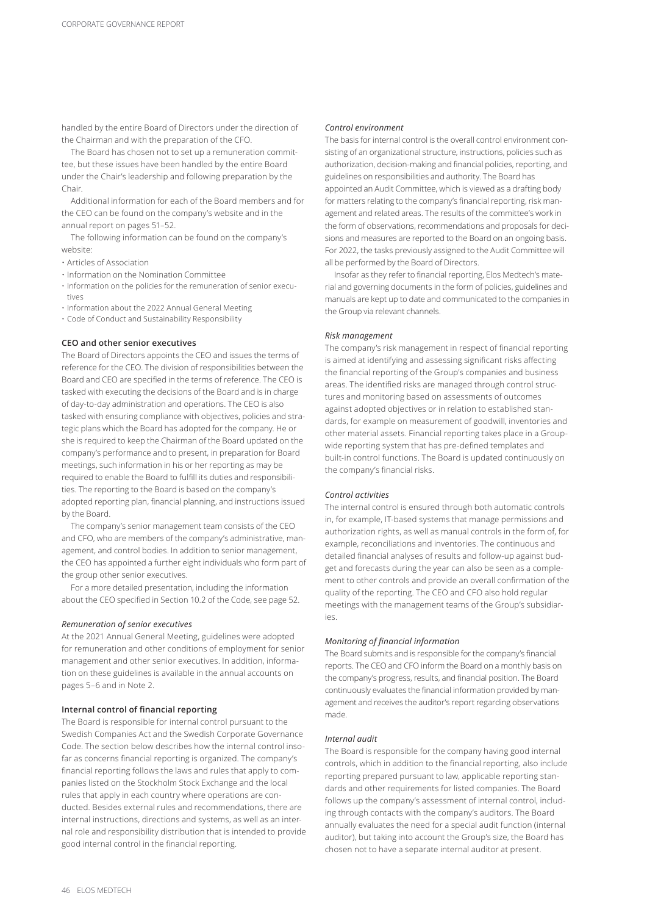handled by the entire Board of Directors under the direction of the Chairman and with the preparation of the CFO.

The Board has chosen not to set up a remuneration committee, but these issues have been handled by the entire Board under the Chair's leadership and following preparation by the Chair.

Additional information for each of the Board members and for the CEO can be found on the company's website and in the annual report on pages 51–52.

The following information can be found on the company's website:

- Articles of Association
- Information on the Nomination Committee
- Information on the policies for the remuneration of senior executives
- Information about the 2022 Annual General Meeting
- Code of Conduct and Sustainability Responsibility

### CEO and other senior executives

The Board of Directors appoints the CEO and issues the terms of reference for the CEO. The division of responsibilities between the Board and CEO are specified in the terms of reference. The CEO is tasked with executing the decisions of the Board and is in charge of day-to-day administration and operations. The CEO is also tasked with ensuring compliance with objectives, policies and strategic plans which the Board has adopted for the company. He or she is required to keep the Chairman of the Board updated on the company's performance and to present, in preparation for Board meetings, such information in his or her reporting as may be required to enable the Board to fulfill its duties and responsibilities. The reporting to the Board is based on the company's adopted reporting plan, financial planning, and instructions issued by the Board.

The company's senior management team consists of the CEO and CFO, who are members of the company's administrative, management, and control bodies. In addition to senior management, the CEO has appointed a further eight individuals who form part of the group other senior executives.

For a more detailed presentation, including the information about the CEO specified in Section 10.2 of the Code, see page 52.

#### *Remuneration of senior executives*

At the 2021 Annual General Meeting, guidelines were adopted for remuneration and other conditions of employment for senior management and other senior executives. In addition, information on these guidelines is available in the annual accounts on pages 5–6 and in Note 2.

### Internal control of financial reporting

The Board is responsible for internal control pursuant to the Swedish Companies Act and the Swedish Corporate Governance Code. The section below describes how the internal control insofar as concerns financial reporting is organized. The company's financial reporting follows the laws and rules that apply to companies listed on the Stockholm Stock Exchange and the local rules that apply in each country where operations are conducted. Besides external rules and recommendations, there are internal instructions, directions and systems, as well as an internal role and responsibility distribution that is intended to provide good internal control in the financial reporting.

#### *Control environment*

The basis for internal control is the overall control environment consisting of an organizational structure, instructions, policies such as authorization, decision-making and financial policies, reporting, and guidelines on responsibilities and authority. The Board has appointed an Audit Committee, which is viewed as a drafting body for matters relating to the company's financial reporting, risk management and related areas. The results of the committee's work in the form of observations, recommendations and proposals for decisions and measures are reported to the Board on an ongoing basis. For 2022, the tasks previously assigned to the Audit Committee will all be performed by the Board of Directors.

Insofar as they refer to financial reporting, Elos Medtech's material and governing documents in the form of policies, guidelines and manuals are kept up to date and communicated to the companies in the Group via relevant channels.

#### *Risk management*

The company's risk management in respect of financial reporting is aimed at identifying and assessing significant risks affecting the financial reporting of the Group's companies and business areas. The identified risks are managed through control structures and monitoring based on assessments of outcomes against adopted objectives or in relation to established standards, for example on measurement of goodwill, inventories and other material assets. Financial reporting takes place in a Group-wide reporting system that has pre-defined templates and built-in control functions. The Board is updated continuously on the company's financial risks.

#### *Control activities*

The internal control is ensured through both automatic controls in, for example, IT-based systems that manage permissions and authorization rights, as well as manual controls in the form of, for example, reconciliations and inventories. The continuous and detailed financial analyses of results and follow-up against budget and forecasts during the year can also be seen as a complement to other controls and provide an overall confirmation of the quality of the reporting. The CEO and CFO also hold regular meetings with the management teams of the Group's subsidiaries.

#### *Monitoring of financial information*

The Board submits and is responsible for the company's financial reports. The CEO and CFO inform the Board on a monthly basis on the company's progress, results, and financial position. The Board continuously evaluates the financial information provided by management and receives the auditor's report regarding observations made.

#### *Internal audit*

The Board is responsible for the company having good internal controls, which in addition to the financial reporting, also include reporting prepared pursuant to law, applicable reporting standards and other requirements for listed companies. The Board follows up the company's assessment of internal control, including through contacts with the company's auditors. The Board annually evaluates the need for a special audit function (internal auditor), but taking into account the Group's size, the Board has chosen not to have a separate internal auditor at present.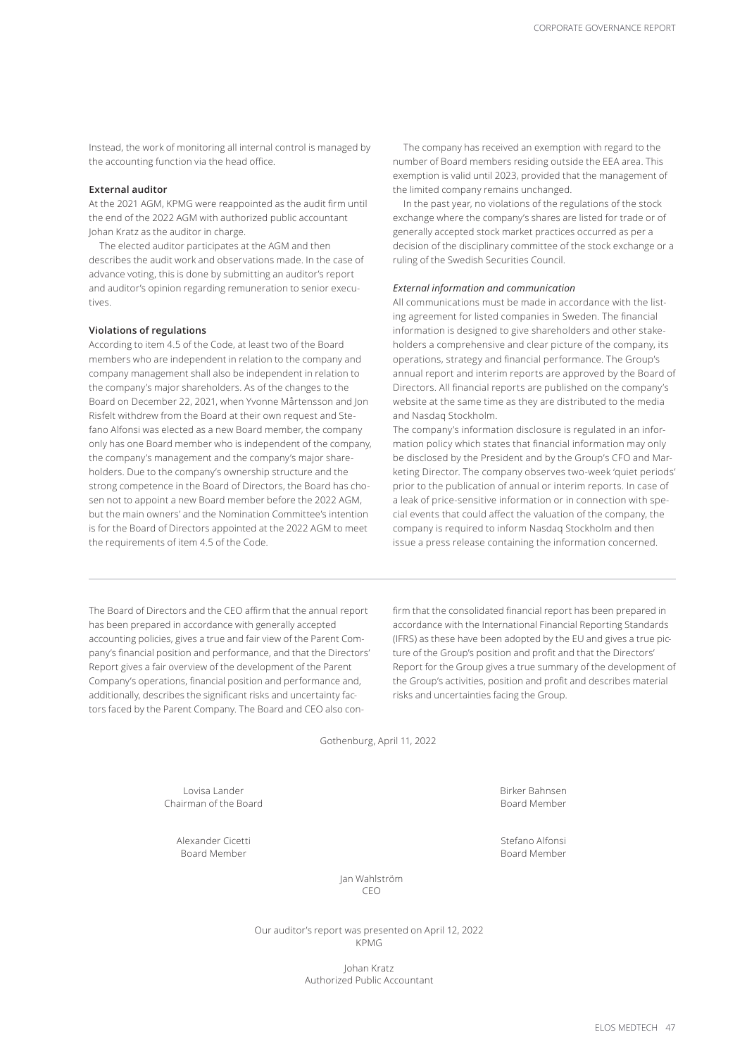Instead, the work of monitoring all internal control is managed by the accounting function via the head office.

**External auditor**

At the 2021 AGM, KPMG were reappointed as the audit firm until the end of the 2022 AGM with authorized public accountant Johan Kratz as the auditor in charge.

The elected auditor participates at the AGM and then describes the audit work and observations made. In the case of advance voting, this is done by submitting an auditor's report and auditor's opinion regarding remuneration to senior executives.

**Violations of regulations**

According to item 4.5 of the Code, at least two of the Board members who are independent in relation to the company and company management shall also be independent in relation to the company's major shareholders. As of the changes to the Board on December 22, 2021, when Yvonne Mårtensson and Jon Risfelt withdrew from the Board at their own request and Stefano Alfonsi was elected as a new Board member, the company only has one Board member who is independent of the company, the company's management and the company's major shareholders. Due to the company's ownership structure and the strong competence in the Board of Directors, the Board has chosen not to appoint a new Board member before the 2022 AGM, but the main owners' and the Nomination Committee's intention is for the Board of Directors appointed at the 2022 AGM to meet the requirements of item 4.5 of the Code.

The company has received an exemption with regard to the number of Board members residing outside the EEA area. This exemption is valid until 2023, provided that the management of the limited company remains unchanged.

In the past year, no violations of the regulations of the stock exchange where the company's shares are listed for trade or of generally accepted stock market practices occurred as per a decision of the disciplinary committee of the stock exchange or a ruling of the Swedish Securities Council.

*External information and communication*

All communications must be made in accordance with the listing agreement for listed companies in Sweden. The financial information is designed to give shareholders and other stakeholders a comprehensive and clear picture of the company, its operations, strategy and financial performance. The Group's annual report and interim reports are approved by the Board of Directors. All financial reports are published on the company's website at the same time as they are distributed to the media and Nasdaq Stockholm.

The company's information disclosure is regulated in an information policy which states that financial information may only be disclosed by the President and by the Group's CFO and Marketing Director. The company observes two-week 'quiet periods' prior to the publication of annual or interim reports. In case of a leak of price-sensitive information or in connection with special events that could affect the valuation of the company, the company is required to inform Nasdaq Stockholm and then issue a press release containing the information concerned.

---

The Board of Directors and the CEO affirm that the annual report has been prepared in accordance with generally accepted accounting policies, gives a true and fair view of the Parent Company's financial position and performance, and that the Directors' Report gives a fair overview of the development of the Parent Company's operations, financial position and performance and, additionally, describes the significant risks and uncertainty factors faced by the Parent Company. The Board and CEO also confirm that the consolidated financial report has been prepared in accordance with the International Financial Reporting Standards (IFRS) as these have been adopted by the EU and gives a true picture of the Group's position and profit and that the Directors' Report for the Group gives a true summary of the development of the Group's activities, position and profit and describes material risks and uncertainties facing the Group.

Gothenburg, April 11, 2022

Lovisa Lander
Chairman of the Board

Birker Bahnsen
Board Member

Alexander Cicetti
Board Member

Stefano Alfonsi
Board Member

Jan Wahlström
CEO

Our auditor's report was presented on April 12, 2022
KPMG

Johan Kratz
Authorized Public Accountant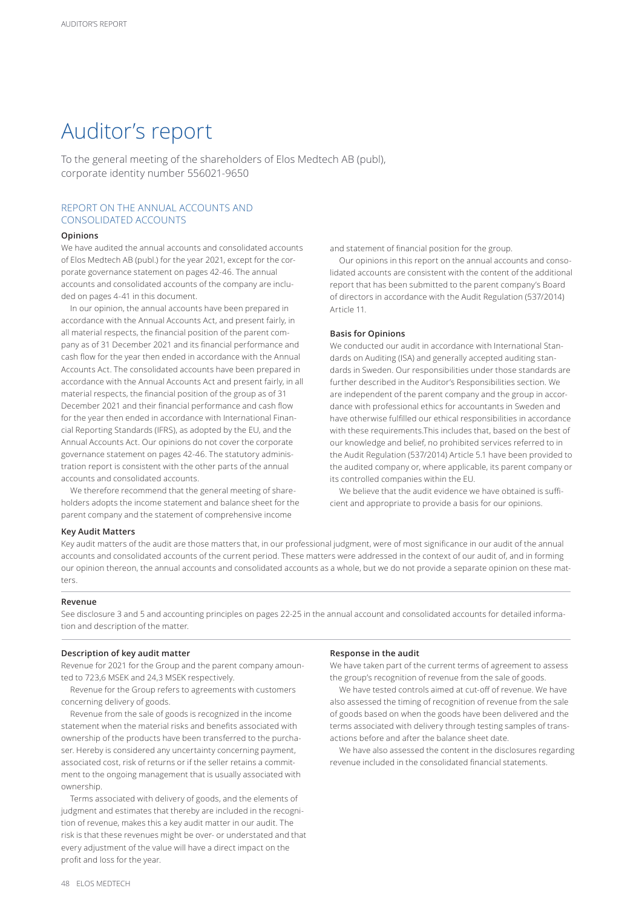# Auditor's report

To the general meeting of the shareholders of Elos Medtech AB (publ), corporate identity number 556021-9650

## REPORT ON THE ANNUAL ACCOUNTS AND CONSOLIDATED ACCOUNTS

### Opinions

We have audited the annual accounts and consolidated accounts of Elos Medtech AB (publ.) for the year 2021, except for the corporate governance statement on pages 42-46. The annual accounts and consolidated accounts of the company are included on pages 4-41 in this document.

In our opinion, the annual accounts have been prepared in accordance with the Annual Accounts Act, and present fairly, in all material respects, the financial position of the parent company as of 31 December 2021 and its financial performance and cash flow for the year then ended in accordance with the Annual Accounts Act. The consolidated accounts have been prepared in accordance with the Annual Accounts Act and present fairly, in all material respects, the financial position of the group as of 31 December 2021 and their financial performance and cash flow for the year then ended in accordance with International Financial Reporting Standards (IFRS), as adopted by the EU, and the Annual Accounts Act. Our opinions do not cover the corporate governance statement on pages 42-46. The statutory administration report is consistent with the other parts of the annual accounts and consolidated accounts.

We therefore recommend that the general meeting of shareholders adopts the income statement and balance sheet for the parent company and the statement of comprehensive income and statement of financial position for the group.

Our opinions in this report on the annual accounts and consolidated accounts are consistent with the content of the additional report that has been submitted to the parent company's Board of directors in accordance with the Audit Regulation (537/2014) Article 11.

### Basis for Opinions

We conducted our audit in accordance with International Standards on Auditing (ISA) and generally accepted auditing standards in Sweden. Our responsibilities under those standards are further described in the Auditor's Responsibilities section. We are independent of the parent company and the group in accordance with professional ethics for accountants in Sweden and have otherwise fulfilled our ethical responsibilities in accordance with these requirements.This includes that, based on the best of our knowledge and belief, no prohibited services referred to in the Audit Regulation (537/2014) Article 5.1 have been provided to the audited company or, where applicable, its parent company or its controlled companies within the EU.

We believe that the audit evidence we have obtained is sufficient and appropriate to provide a basis for our opinions.

### Key Audit Matters

Key audit matters of the audit are those matters that, in our professional judgment, were of most significance in our audit of the annual accounts and consolidated accounts of the current period. These matters were addressed in the context of our audit of, and in forming our opinion thereon, the annual accounts and consolidated accounts as a whole, but we do not provide a separate opinion on these matters.

### Revenue

See disclosure 3 and 5 and accounting principles on pages 22-25 in the annual account and consolidated accounts for detailed information and description of the matter.

#### Description of key audit matter

Revenue for 2021 for the Group and the parent company amounted to 723,6 MSEK and 24,3 MSEK respectively.

Revenue for the Group refers to agreements with customers concerning delivery of goods.

Revenue from the sale of goods is recognized in the income statement when the material risks and benefits associated with ownership of the products have been transferred to the purchaser. Hereby is considered any uncertainty concerning payment, associated cost, risk of returns or if the seller retains a commitment to the ongoing management that is usually associated with ownership.

Terms associated with delivery of goods, and the elements of judgment and estimates that thereby are included in the recognition of revenue, makes this a key audit matter in our audit. The risk is that these revenues might be over- or understated and that every adjustment of the value will have a direct impact on the profit and loss for the year.

#### Response in the audit

We have taken part of the current terms of agreement to assess the group's recognition of revenue from the sale of goods.

We have tested controls aimed at cut-off of revenue. We have also assessed the timing of recognition of revenue from the sale of goods based on when the goods have been delivered and the terms associated with delivery through testing samples of transactions before and after the balance sheet date.

We have also assessed the content in the disclosures regarding revenue included in the consolidated financial statements.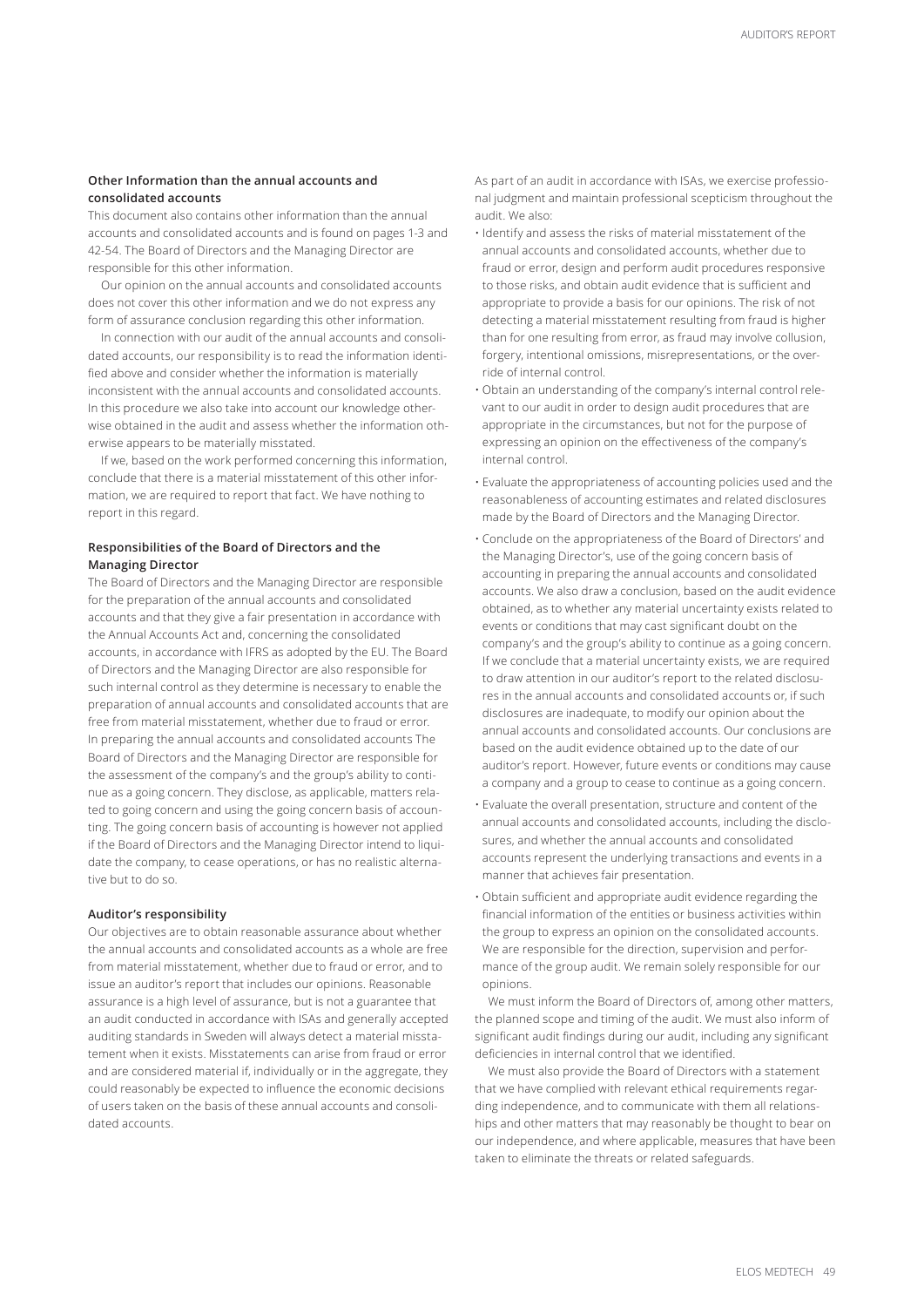### Other Information than the annual accounts and consolidated accounts

This document also contains other information than the annual accounts and consolidated accounts and is found on pages 1-3 and 42-54. The Board of Directors and the Managing Director are responsible for this other information.

Our opinion on the annual accounts and consolidated accounts does not cover this other information and we do not express any form of assurance conclusion regarding this other information.

In connection with our audit of the annual accounts and consolidated accounts, our responsibility is to read the information identified above and consider whether the information is materially inconsistent with the annual accounts and consolidated accounts. In this procedure we also take into account our knowledge otherwise obtained in the audit and assess whether the information otherwise appears to be materially misstated.

If we, based on the work performed concerning this information, conclude that there is a material misstatement of this other information, we are required to report that fact. We have nothing to report in this regard.

### Responsibilities of the Board of Directors and the Managing Director

The Board of Directors and the Managing Director are responsible for the preparation of the annual accounts and consolidated accounts and that they give a fair presentation in accordance with the Annual Accounts Act and, concerning the consolidated accounts, in accordance with IFRS as adopted by the EU. The Board of Directors and the Managing Director are also responsible for such internal control as they determine is necessary to enable the preparation of annual accounts and consolidated accounts that are free from material misstatement, whether due to fraud or error. In preparing the annual accounts and consolidated accounts The Board of Directors and the Managing Director are responsible for the assessment of the company's and the group's ability to continue as a going concern. They disclose, as applicable, matters related to going concern and using the going concern basis of accounting. The going concern basis of accounting is however not applied if the Board of Directors and the Managing Director intend to liquidate the company, to cease operations, or has no realistic alternative but to do so.

### Auditor's responsibility

Our objectives are to obtain reasonable assurance about whether the annual accounts and consolidated accounts as a whole are free from material misstatement, whether due to fraud or error, and to issue an auditor's report that includes our opinions. Reasonable assurance is a high level of assurance, but is not a guarantee that an audit conducted in accordance with ISAs and generally accepted auditing standards in Sweden will always detect a material misstatement when it exists. Misstatements can arise from fraud or error and are considered material if, individually or in the aggregate, they could reasonably be expected to influence the economic decisions of users taken on the basis of these annual accounts and consolidated accounts.

As part of an audit in accordance with ISAs, we exercise professional judgment and maintain professional scepticism throughout the audit. We also:

- Identify and assess the risks of material misstatement of the annual accounts and consolidated accounts, whether due to fraud or error, design and perform audit procedures responsive to those risks, and obtain audit evidence that is sufficient and appropriate to provide a basis for our opinions. The risk of not detecting a material misstatement resulting from fraud is higher than for one resulting from error, as fraud may involve collusion, forgery, intentional omissions, misrepresentations, or the override of internal control.
- Obtain an understanding of the company's internal control relevant to our audit in order to design audit procedures that are appropriate in the circumstances, but not for the purpose of expressing an opinion on the effectiveness of the company's internal control.
- Evaluate the appropriateness of accounting policies used and the reasonableness of accounting estimates and related disclosures made by the Board of Directors and the Managing Director.
- Conclude on the appropriateness of the Board of Directors' and the Managing Director's, use of the going concern basis of accounting in preparing the annual accounts and consolidated accounts. We also draw a conclusion, based on the audit evidence obtained, as to whether any material uncertainty exists related to events or conditions that may cast significant doubt on the company's and the group's ability to continue as a going concern. If we conclude that a material uncertainty exists, we are required to draw attention in our auditor's report to the related disclosures in the annual accounts and consolidated accounts or, if such disclosures are inadequate, to modify our opinion about the annual accounts and consolidated accounts. Our conclusions are based on the audit evidence obtained up to the date of our auditor's report. However, future events or conditions may cause a company and a group to cease to continue as a going concern.
- Evaluate the overall presentation, structure and content of the annual accounts and consolidated accounts, including the disclosures, and whether the annual accounts and consolidated accounts represent the underlying transactions and events in a manner that achieves fair presentation.
- Obtain sufficient and appropriate audit evidence regarding the financial information of the entities or business activities within the group to express an opinion on the consolidated accounts. We are responsible for the direction, supervision and performance of the group audit. We remain solely responsible for our opinions.

We must inform the Board of Directors of, among other matters, the planned scope and timing of the audit. We must also inform of significant audit findings during our audit, including any significant deficiencies in internal control that we identified.

We must also provide the Board of Directors with a statement that we have complied with relevant ethical requirements regarding independence, and to communicate with them all relationships and other matters that may reasonably be thought to bear on our independence, and where applicable, measures that have been taken to eliminate the threats or related safeguards.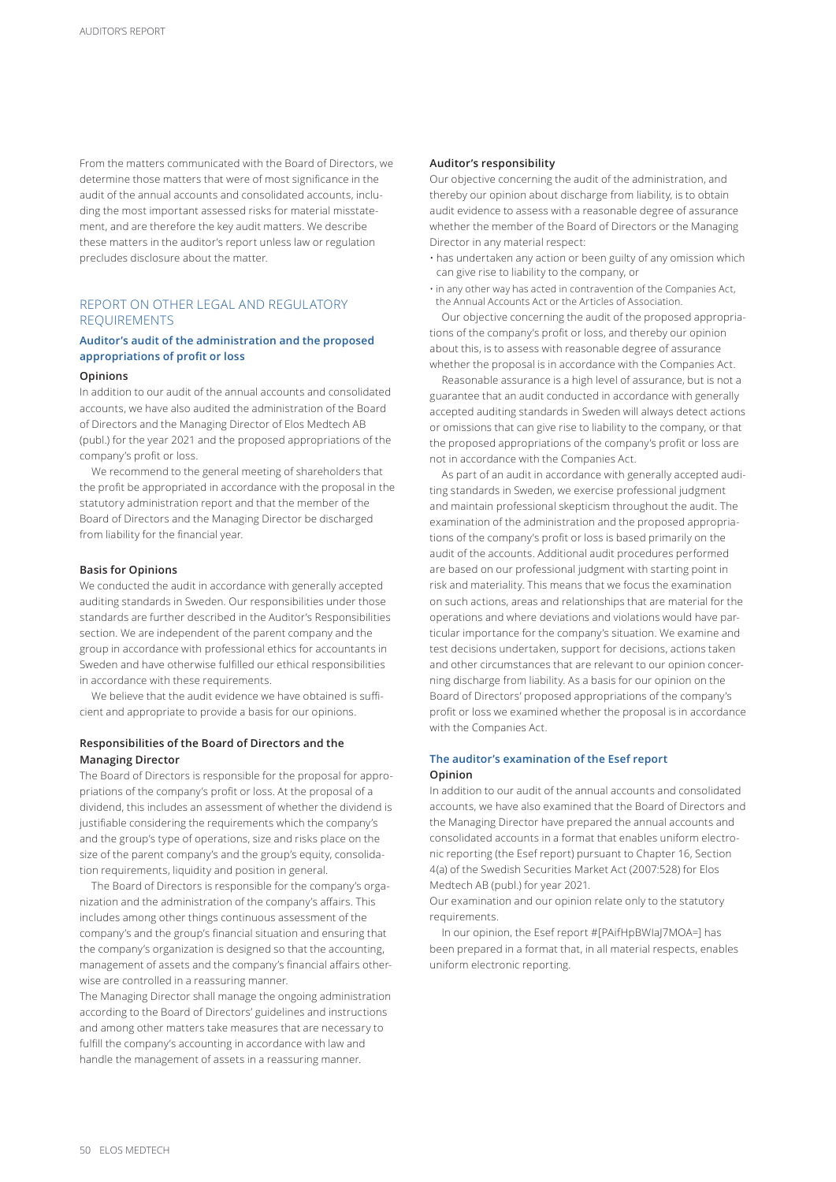From the matters communicated with the Board of Directors, we determine those matters that were of most significance in the audit of the annual accounts and consolidated accounts, including the most important assessed risks for material misstatement, and are therefore the key audit matters. We describe these matters in the auditor's report unless law or regulation precludes disclosure about the matter.

## REPORT ON OTHER LEGAL AND REGULATORY REQUIREMENTS

### Auditor's audit of the administration and the proposed appropriations of profit or loss

#### Opinions

In addition to our audit of the annual accounts and consolidated accounts, we have also audited the administration of the Board of Directors and the Managing Director of Elos Medtech AB (publ.) for the year 2021 and the proposed appropriations of the company's profit or loss.

We recommend to the general meeting of shareholders that the profit be appropriated in accordance with the proposal in the statutory administration report and that the member of the Board of Directors and the Managing Director be discharged from liability for the financial year.

#### Basis for Opinions

We conducted the audit in accordance with generally accepted auditing standards in Sweden. Our responsibilities under those standards are further described in the Auditor's Responsibilities section. We are independent of the parent company and the group in accordance with professional ethics for accountants in Sweden and have otherwise fulfilled our ethical responsibilities in accordance with these requirements.

We believe that the audit evidence we have obtained is sufficient and appropriate to provide a basis for our opinions.

#### Responsibilities of the Board of Directors and the Managing Director

The Board of Directors is responsible for the proposal for appropriations of the company's profit or loss. At the proposal of a dividend, this includes an assessment of whether the dividend is justifiable considering the requirements which the company's and the group's type of operations, size and risks place on the size of the parent company's and the group's equity, consolidation requirements, liquidity and position in general.

The Board of Directors is responsible for the company's organization and the administration of the company's affairs. This includes among other things continuous assessment of the company's and the group's financial situation and ensuring that the company's organization is designed so that the accounting, management of assets and the company's financial affairs otherwise are controlled in a reassuring manner.

The Managing Director shall manage the ongoing administration according to the Board of Directors' guidelines and instructions and among other matters take measures that are necessary to fulfill the company's accounting in accordance with law and handle the management of assets in a reassuring manner.

#### Auditor's responsibility

Our objective concerning the audit of the administration, and thereby our opinion about discharge from liability, is to obtain audit evidence to assess with a reasonable degree of assurance whether the member of the Board of Directors or the Managing Director in any material respect:

- has undertaken any action or been guilty of any omission which can give rise to liability to the company, or
- in any other way has acted in contravention of the Companies Act, the Annual Accounts Act or the Articles of Association.

Our objective concerning the audit of the proposed appropriations of the company's profit or loss, and thereby our opinion about this, is to assess with reasonable degree of assurance whether the proposal is in accordance with the Companies Act.

Reasonable assurance is a high level of assurance, but is not a guarantee that an audit conducted in accordance with generally accepted auditing standards in Sweden will always detect actions or omissions that can give rise to liability to the company, or that the proposed appropriations of the company's profit or loss are not in accordance with the Companies Act.

As part of an audit in accordance with generally accepted auditing standards in Sweden, we exercise professional judgment and maintain professional skepticism throughout the audit. The examination of the administration and the proposed appropriations of the company's profit or loss is based primarily on the audit of the accounts. Additional audit procedures performed are based on our professional judgment with starting point in risk and materiality. This means that we focus the examination on such actions, areas and relationships that are material for the operations and where deviations and violations would have particular importance for the company's situation. We examine and test decisions undertaken, support for decisions, actions taken and other circumstances that are relevant to our opinion concerning discharge from liability. As a basis for our opinion on the Board of Directors' proposed appropriations of the company's profit or loss we examined whether the proposal is in accordance with the Companies Act.

### The auditor's examination of the Esef report

#### Opinion

In addition to our audit of the annual accounts and consolidated accounts, we have also examined that the Board of Directors and the Managing Director have prepared the annual accounts and consolidated accounts in a format that enables uniform electronic reporting (the Esef report) pursuant to Chapter 16, Section 4(a) of the Swedish Securities Market Act (2007:528) for Elos Medtech AB (publ.) for year 2021.

Our examination and our opinion relate only to the statutory requirements.

In our opinion, the Esef report #[PAifHpBWIaJ7MOA=] has been prepared in a format that, in all material respects, enables uniform electronic reporting.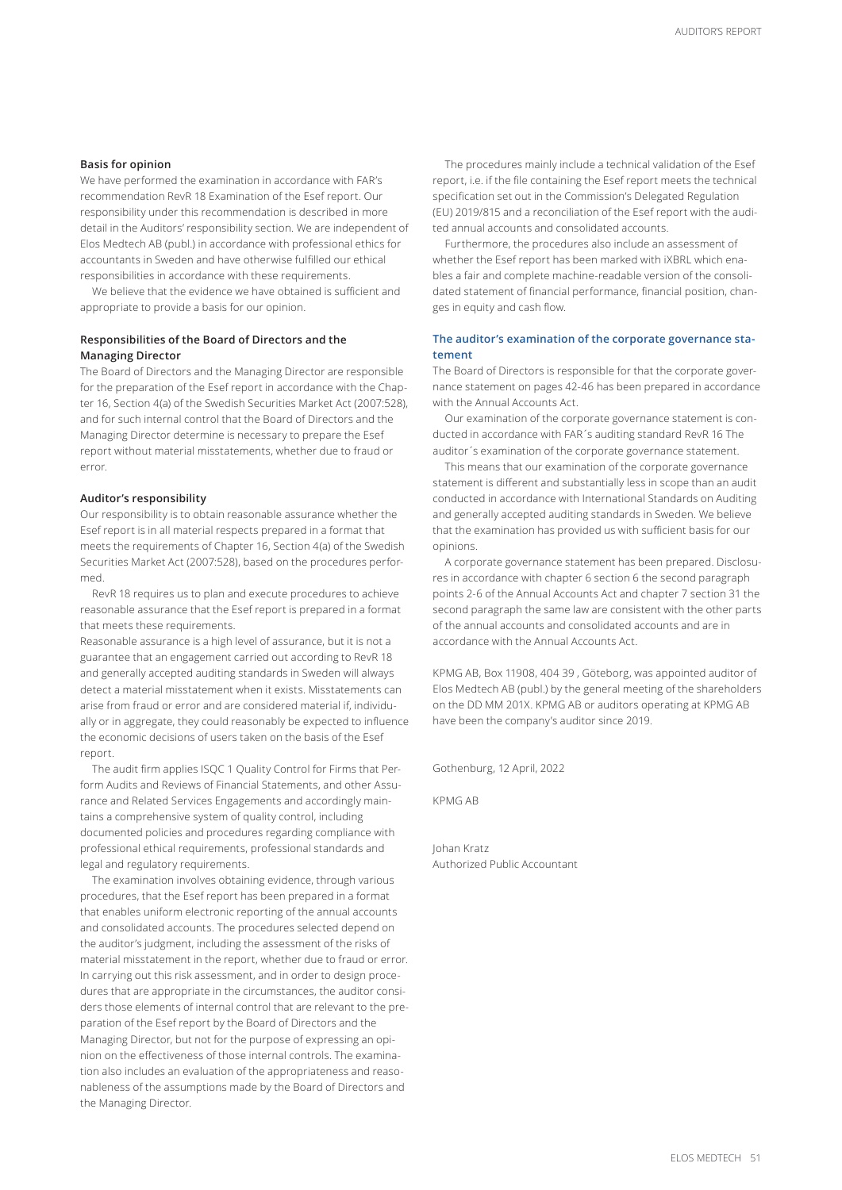### Basis for opinion

We have performed the examination in accordance with FAR's recommendation RevR 18 Examination of the Esef report. Our responsibility under this recommendation is described in more detail in the Auditors' responsibility section. We are independent of Elos Medtech AB (publ.) in accordance with professional ethics for accountants in Sweden and have otherwise fulfilled our ethical responsibilities in accordance with these requirements.

We believe that the evidence we have obtained is sufficient and appropriate to provide a basis for our opinion.

### Responsibilities of the Board of Directors and the Managing Director

The Board of Directors and the Managing Director are responsible for the preparation of the Esef report in accordance with the Chapter 16, Section 4(a) of the Swedish Securities Market Act (2007:528), and for such internal control that the Board of Directors and the Managing Director determine is necessary to prepare the Esef report without material misstatements, whether due to fraud or error.

### Auditor's responsibility

Our responsibility is to obtain reasonable assurance whether the Esef report is in all material respects prepared in a format that meets the requirements of Chapter 16, Section 4(a) of the Swedish Securities Market Act (2007:528), based on the procedures performed.

RevR 18 requires us to plan and execute procedures to achieve reasonable assurance that the Esef report is prepared in a format that meets these requirements.

Reasonable assurance is a high level of assurance, but it is not a guarantee that an engagement carried out according to RevR 18 and generally accepted auditing standards in Sweden will always detect a material misstatement when it exists. Misstatements can arise from fraud or error and are considered material if, individually or in aggregate, they could reasonably be expected to influence the economic decisions of users taken on the basis of the Esef report.

The audit firm applies ISQC 1 Quality Control for Firms that Perform Audits and Reviews of Financial Statements, and other Assurance and Related Services Engagements and accordingly maintains a comprehensive system of quality control, including documented policies and procedures regarding compliance with professional ethical requirements, professional standards and legal and regulatory requirements.

The examination involves obtaining evidence, through various procedures, that the Esef report has been prepared in a format that enables uniform electronic reporting of the annual accounts and consolidated accounts. The procedures selected depend on the auditor's judgment, including the assessment of the risks of material misstatement in the report, whether due to fraud or error. In carrying out this risk assessment, and in order to design procedures that are appropriate in the circumstances, the auditor considers those elements of internal control that are relevant to the preparation of the Esef report by the Board of Directors and the Managing Director, but not for the purpose of expressing an opinion on the effectiveness of those internal controls. The examination also includes an evaluation of the appropriateness and reasonableness of the assumptions made by the Board of Directors and the Managing Director.

The procedures mainly include a technical validation of the Esef report, i.e. if the file containing the Esef report meets the technical specification set out in the Commission's Delegated Regulation (EU) 2019/815 and a reconciliation of the Esef report with the audited annual accounts and consolidated accounts.

Furthermore, the procedures also include an assessment of whether the Esef report has been marked with iXBRL which enables a fair and complete machine-readable version of the consolidated statement of financial performance, financial position, changes in equity and cash flow.

### The auditor's examination of the corporate governance statement

The Board of Directors is responsible for that the corporate governance statement on pages 42-46 has been prepared in accordance with the Annual Accounts Act.

Our examination of the corporate governance statement is conducted in accordance with FAR´s auditing standard RevR 16 The auditor´s examination of the corporate governance statement.

This means that our examination of the corporate governance statement is different and substantially less in scope than an audit conducted in accordance with International Standards on Auditing and generally accepted auditing standards in Sweden. We believe that the examination has provided us with sufficient basis for our opinions.

A corporate governance statement has been prepared. Disclosures in accordance with chapter 6 section 6 the second paragraph points 2-6 of the Annual Accounts Act and chapter 7 section 31 the second paragraph the same law are consistent with the other parts of the annual accounts and consolidated accounts and are in accordance with the Annual Accounts Act.

KPMG AB, Box 11908, 404 39 , Göteborg, was appointed auditor of Elos Medtech AB (publ.) by the general meeting of the shareholders on the DD MM 201X. KPMG AB or auditors operating at KPMG AB have been the company's auditor since 2019.

Gothenburg, 12 April, 2022

KPMG AB

Johan Kratz
Authorized Public Accountant